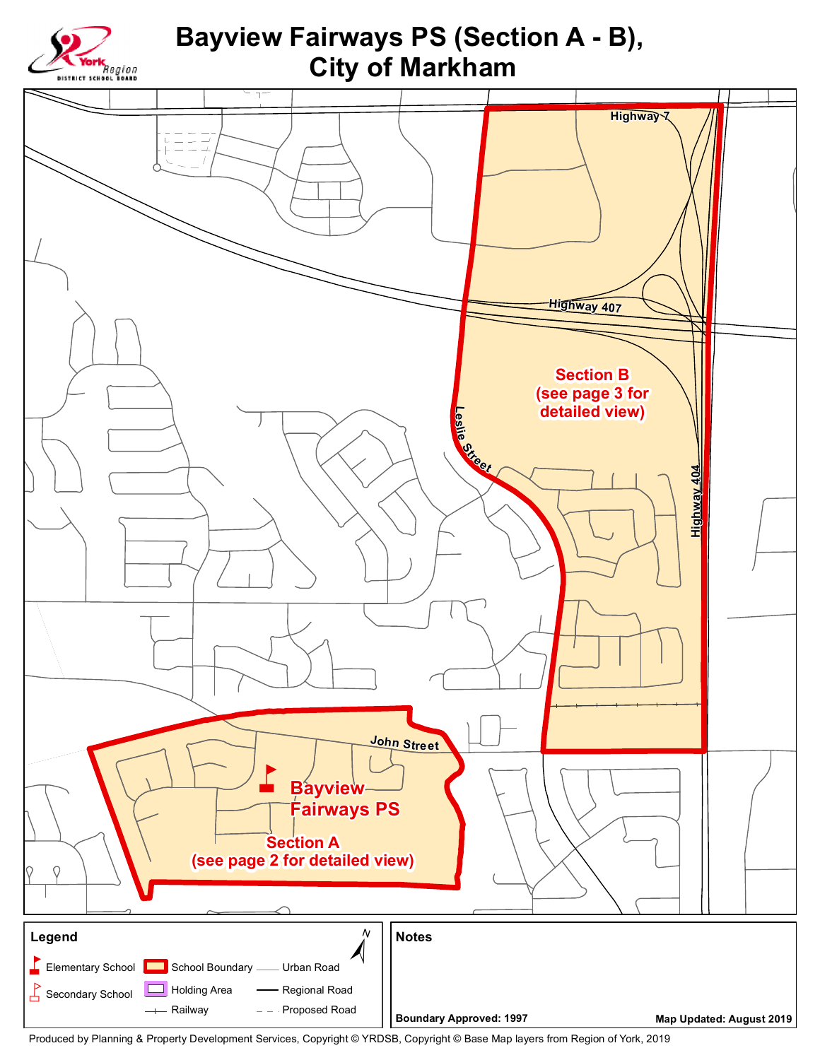# Bayview Fairways PS (Section A - B), City of Markham

York Region District School Board

Highway 7

Highway 407

Leslie Street

Highway 404

John Street

**Section B (see page 3 for detailed view)**

**Bayview Fairways PS**

**Section A (see page 2 for detailed view)**

## Legend

- Elementary School
- Secondary School
- School Boundary
- Holding Area
- Railway
- Urban Road
- Regional Road
- Proposed Road

N

## Notes

**Boundary Approved: 1997**

**Map Updated: August 2019**

Produced by Planning & Property Development Services, Copyright © YRDSB, Copyright © Base Map layers from Region of York, 2019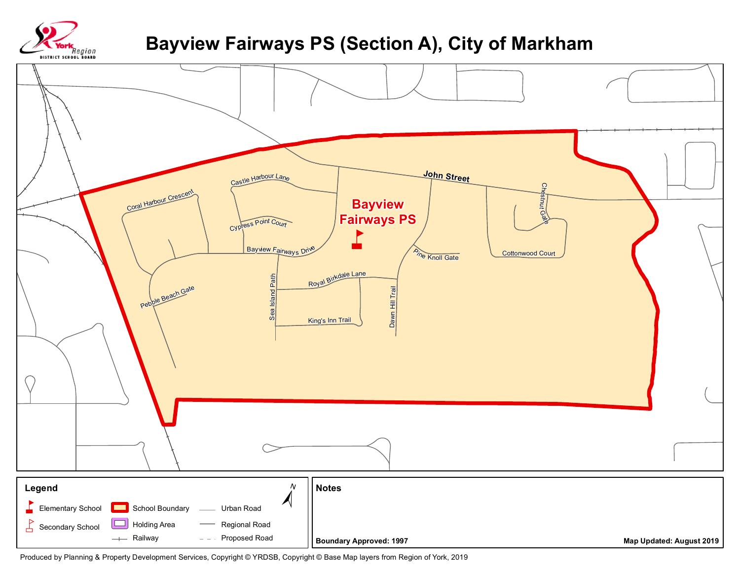# Bayview Fairways PS (Section A), City of Markham

York Region District School Board

Bayview Fairways PS

John Street

Castle Harbour Lane

Coral Harbour Crescent

Cypress Point Court

Bayview Fairways Drive

Pebble Beach Gate

Sea Island Path

Royal Birkdale Lane

King's Inn Trail

Dawn Hill Trail

Pine Knoll Gate

Chestnut Gate

Cottonwood Court

**Legend**

- Elementary School
- Secondary School
- School Boundary
- Holding Area
- Railway
- Urban Road
- Regional Road
- Proposed Road

N

**Notes**

**Boundary Approved: 1997**

**Map Updated: August 2019**

Produced by Planning & Property Development Services, Copyright © YRDSB, Copyright © Base Map layers from Region of York, 2019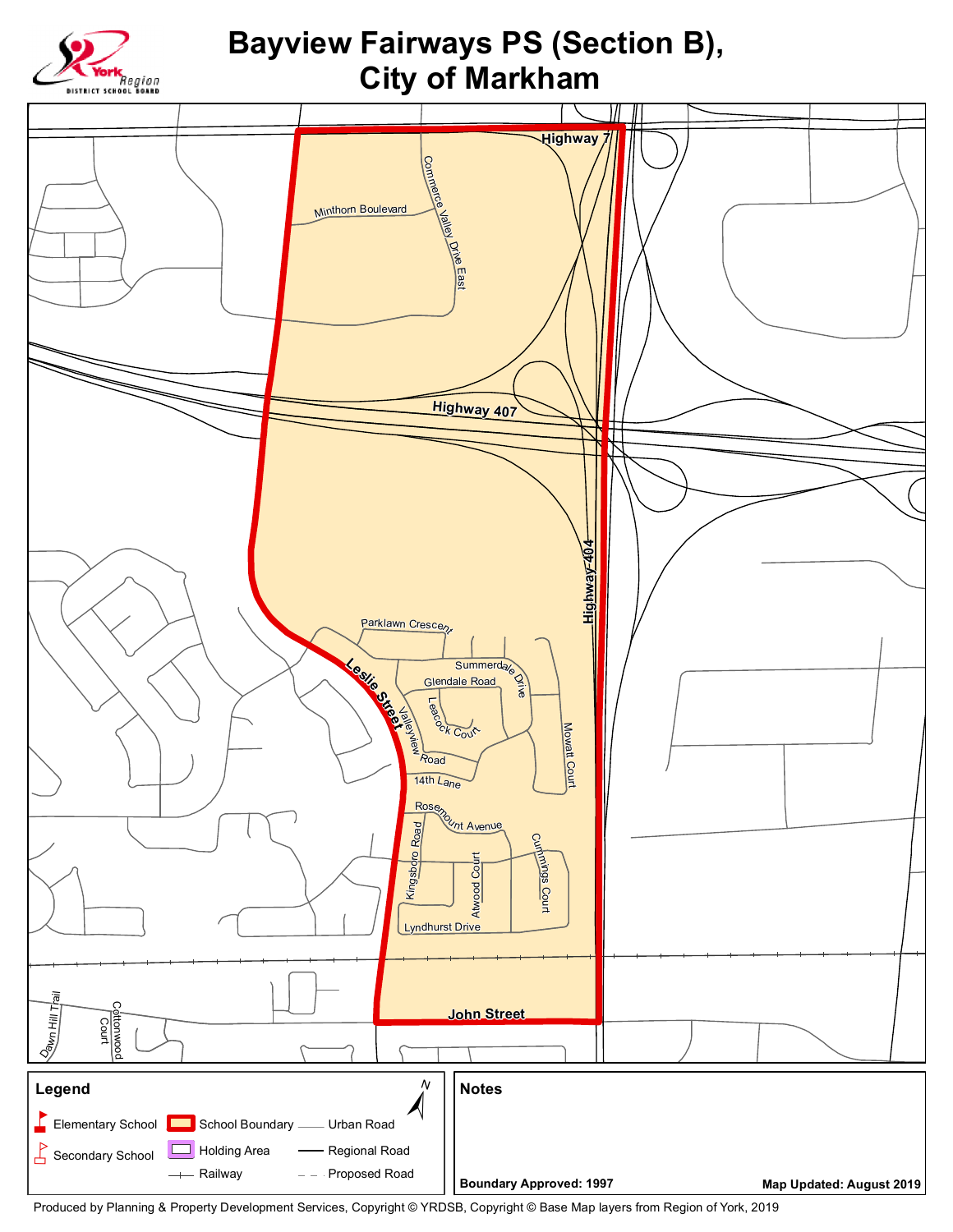# Bayview Fairways PS (Section B), City of Markham

Highway 7

Minthorn Boulevard

Commerce Valley Drive East

Highway 407

Highway 404

Parklawn Crescent

Summerdale Drive

Glendale Road

Leslie Street

Leacock Court

Valleyview Road

Mowatt Court

14th Lane

Rosemount Avenue

Kingsboro Road

Atwood Court

Cummings Court

Lyndhurst Drive

John Street

Dawn Hill Trail

Cottonwood Court

**Legend**

Elementary School

Secondary School

School Boundary

Holding Area

Railway

Urban Road

Regional Road

Proposed Road

N

**Notes**

**Boundary Approved: 1997**

**Map Updated: August 2019**

Produced by Planning & Property Development Services, Copyright © YRDSB, Copyright © Base Map layers from Region of York, 2019